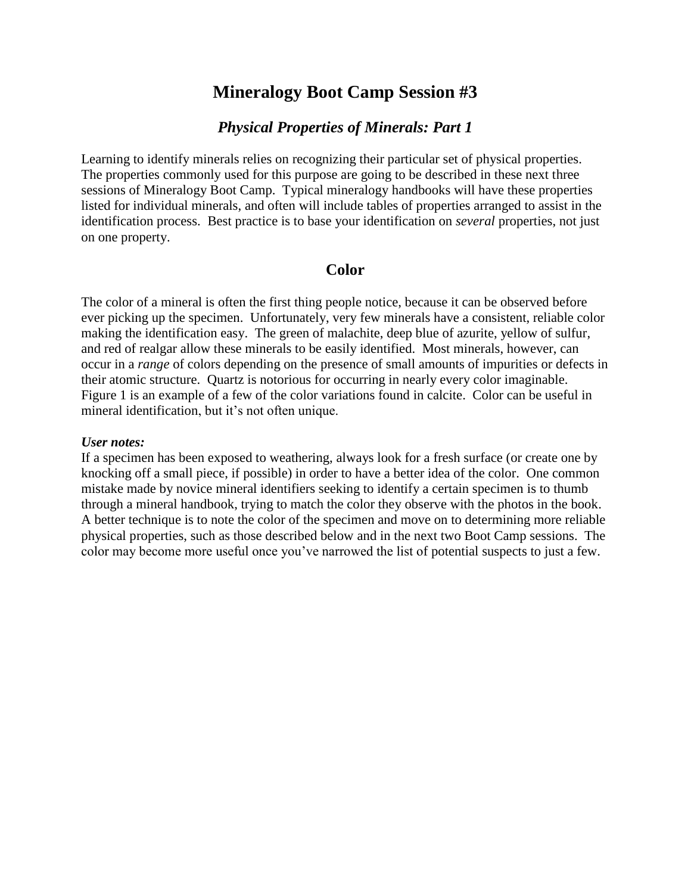# Mineralogy Boot Camp Session #3

## *Physical Properties of Minerals: Part 1*

Learning to identify minerals relies on recognizing their particular set of physical properties. The properties commonly used for this purpose are going to be described in these next three sessions of Mineralogy Boot Camp. Typical mineralogy handbooks will have these properties listed for individual minerals, and often will include tables of properties arranged to assist in the identification process. Best practice is to base your identification on *several* properties, not just on one property.

## Color

The color of a mineral is often the first thing people notice, because it can be observed before ever picking up the specimen. Unfortunately, very few minerals have a consistent, reliable color making the identification easy. The green of malachite, deep blue of azurite, yellow of sulfur, and red of realgar allow these minerals to be easily identified. Most minerals, however, can occur in a *range* of colors depending on the presence of small amounts of impurities or defects in their atomic structure. Quartz is notorious for occurring in nearly every color imaginable. Figure 1 is an example of a few of the color variations found in calcite. Color can be useful in mineral identification, but it's not often unique.

***User notes:***

If a specimen has been exposed to weathering, always look for a fresh surface (or create one by knocking off a small piece, if possible) in order to have a better idea of the color. One common mistake made by novice mineral identifiers seeking to identify a certain specimen is to thumb through a mineral handbook, trying to match the color they observe with the photos in the book. A better technique is to note the color of the specimen and move on to determining more reliable physical properties, such as those described below and in the next two Boot Camp sessions. The color may become more useful once you've narrowed the list of potential suspects to just a few.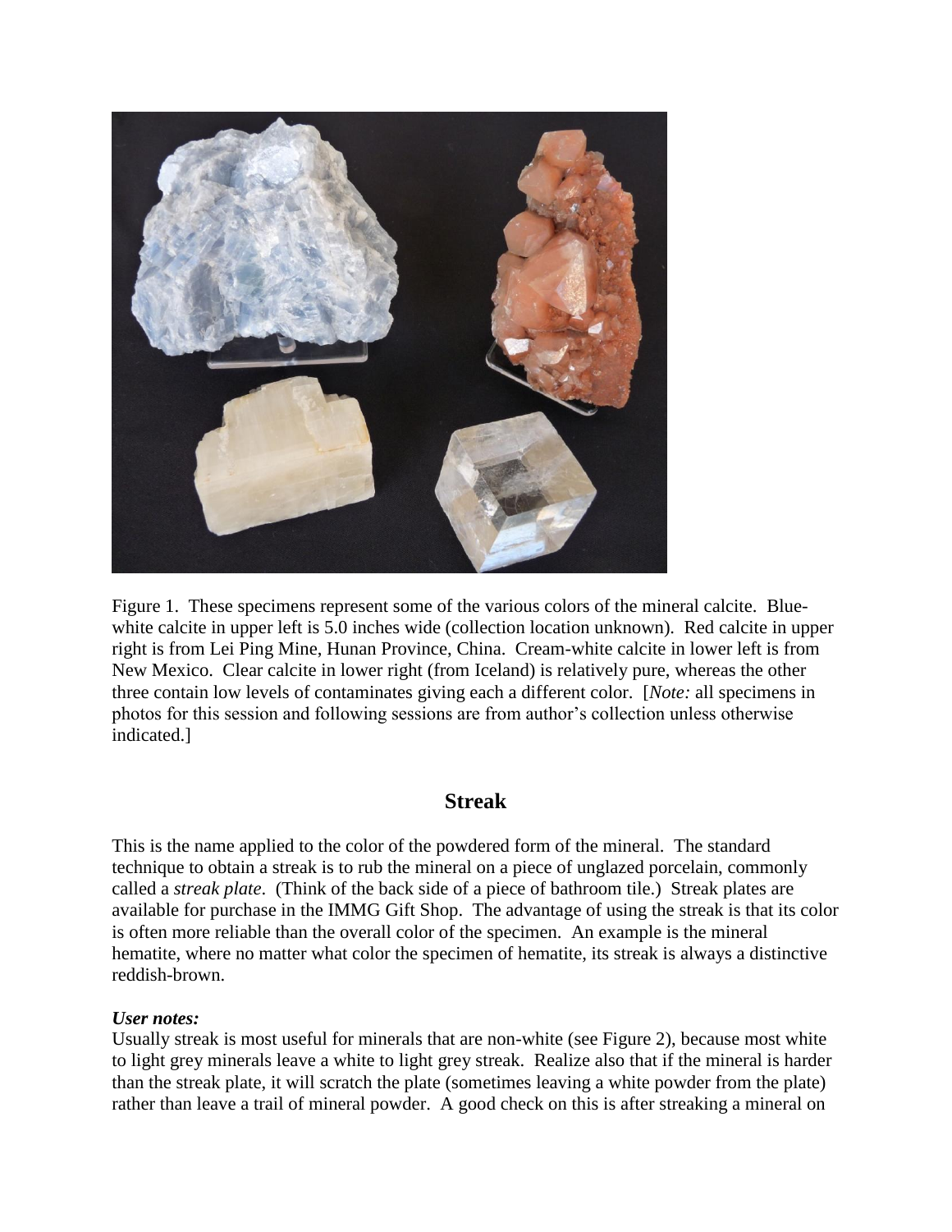Figure 1. These specimens represent some of the various colors of the mineral calcite. Blue-white calcite in upper left is 5.0 inches wide (collection location unknown). Red calcite in upper right is from Lei Ping Mine, Hunan Province, China. Cream-white calcite in lower left is from New Mexico. Clear calcite in lower right (from Iceland) is relatively pure, whereas the other three contain low levels of contaminates giving each a different color. [*Note:* all specimens in photos for this session and following sessions are from author's collection unless otherwise indicated.]

## Streak

This is the name applied to the color of the powdered form of the mineral. The standard technique to obtain a streak is to rub the mineral on a piece of unglazed porcelain, commonly called a *streak plate*. (Think of the back side of a piece of bathroom tile.) Streak plates are available for purchase in the IMMG Gift Shop. The advantage of using the streak is that its color is often more reliable than the overall color of the specimen. An example is the mineral hematite, where no matter what color the specimen of hematite, its streak is always a distinctive reddish-brown.

***User notes:***
Usually streak is most useful for minerals that are non-white (see Figure 2), because most white to light grey minerals leave a white to light grey streak. Realize also that if the mineral is harder than the streak plate, it will scratch the plate (sometimes leaving a white powder from the plate) rather than leave a trail of mineral powder. A good check on this is after streaking a mineral on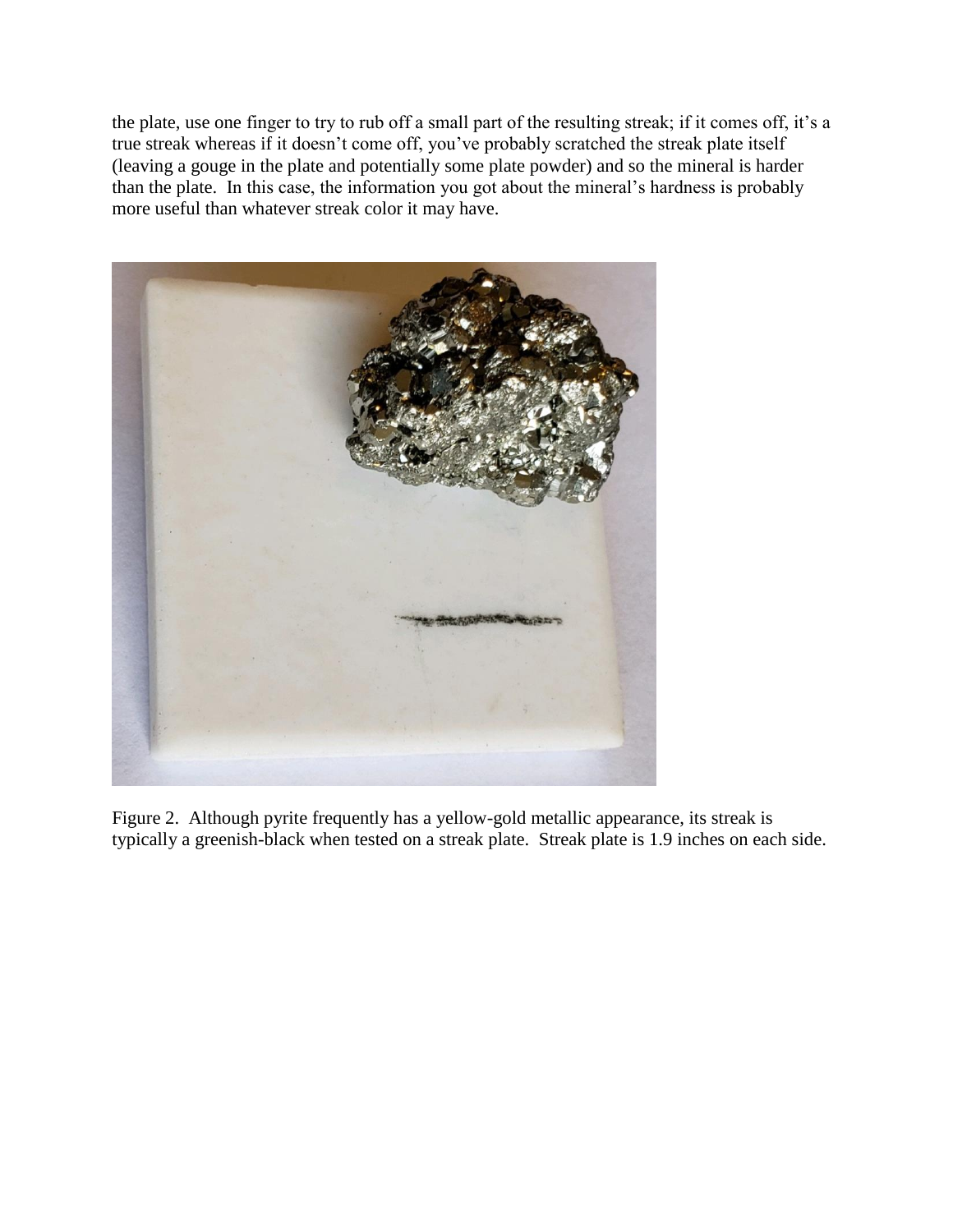the plate, use one finger to try to rub off a small part of the resulting streak; if it comes off, it's a true streak whereas if it doesn't come off, you've probably scratched the streak plate itself (leaving a gouge in the plate and potentially some plate powder) and so the mineral is harder than the plate. In this case, the information you got about the mineral's hardness is probably more useful than whatever streak color it may have.

Figure 2. Although pyrite frequently has a yellow-gold metallic appearance, its streak is typically a greenish-black when tested on a streak plate. Streak plate is 1.9 inches on each side.